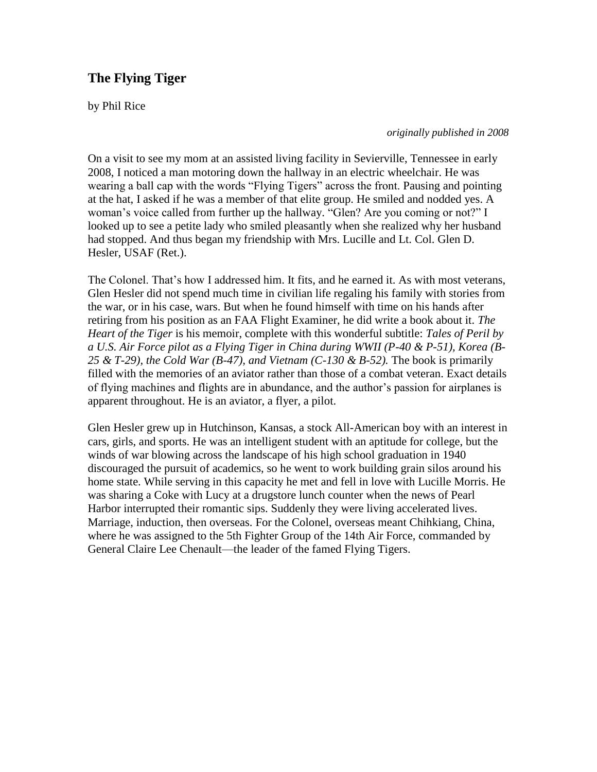## The Flying Tiger

by Phil Rice

*originally published in 2008*

On a visit to see my mom at an assisted living facility in Sevierville, Tennessee in early 2008, I noticed a man motoring down the hallway in an electric wheelchair. He was wearing a ball cap with the words "Flying Tigers" across the front. Pausing and pointing at the hat, I asked if he was a member of that elite group. He smiled and nodded yes. A woman's voice called from further up the hallway. "Glen? Are you coming or not?" I looked up to see a petite lady who smiled pleasantly when she realized why her husband had stopped. And thus began my friendship with Mrs. Lucille and Lt. Col. Glen D. Hesler, USAF (Ret.).

The Colonel. That's how I addressed him. It fits, and he earned it. As with most veterans, Glen Hesler did not spend much time in civilian life regaling his family with stories from the war, or in his case, wars. But when he found himself with time on his hands after retiring from his position as an FAA Flight Examiner, he did write a book about it. *The Heart of the Tiger* is his memoir, complete with this wonderful subtitle: *Tales of Peril by a U.S. Air Force pilot as a Flying Tiger in China during WWII (P-40 & P-51), Korea (B-25 & T-29), the Cold War (B-47), and Vietnam (C-130 & B-52).* The book is primarily filled with the memories of an aviator rather than those of a combat veteran. Exact details of flying machines and flights are in abundance, and the author's passion for airplanes is apparent throughout. He is an aviator, a flyer, a pilot.

Glen Hesler grew up in Hutchinson, Kansas, a stock All-American boy with an interest in cars, girls, and sports. He was an intelligent student with an aptitude for college, but the winds of war blowing across the landscape of his high school graduation in 1940 discouraged the pursuit of academics, so he went to work building grain silos around his home state. While serving in this capacity he met and fell in love with Lucille Morris. He was sharing a Coke with Lucy at a drugstore lunch counter when the news of Pearl Harbor interrupted their romantic sips. Suddenly they were living accelerated lives. Marriage, induction, then overseas. For the Colonel, overseas meant Chihkiang, China, where he was assigned to the 5th Fighter Group of the 14th Air Force, commanded by General Claire Lee Chenault—the leader of the famed Flying Tigers.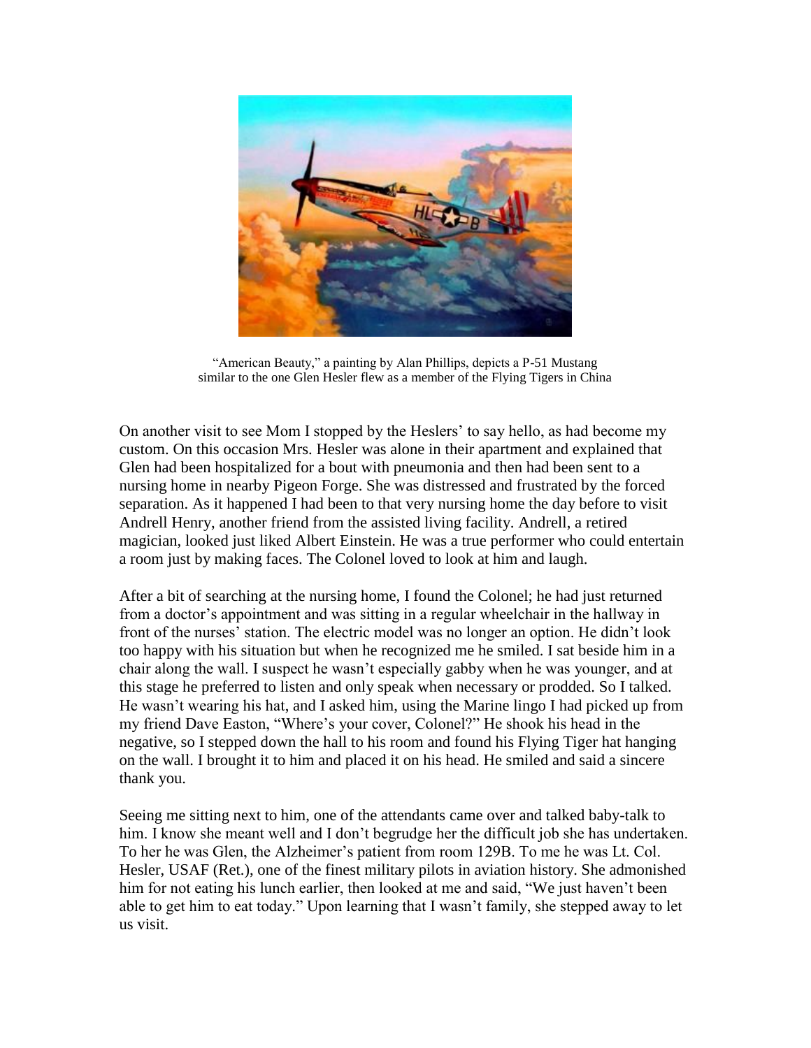"American Beauty," a painting by Alan Phillips, depicts a P-51 Mustang similar to the one Glen Hesler flew as a member of the Flying Tigers in China

On another visit to see Mom I stopped by the Heslers' to say hello, as had become my custom. On this occasion Mrs. Hesler was alone in their apartment and explained that Glen had been hospitalized for a bout with pneumonia and then had been sent to a nursing home in nearby Pigeon Forge. She was distressed and frustrated by the forced separation. As it happened I had been to that very nursing home the day before to visit Andrell Henry, another friend from the assisted living facility. Andrell, a retired magician, looked just liked Albert Einstein. He was a true performer who could entertain a room just by making faces. The Colonel loved to look at him and laugh.

After a bit of searching at the nursing home, I found the Colonel; he had just returned from a doctor's appointment and was sitting in a regular wheelchair in the hallway in front of the nurses' station. The electric model was no longer an option. He didn't look too happy with his situation but when he recognized me he smiled. I sat beside him in a chair along the wall. I suspect he wasn't especially gabby when he was younger, and at this stage he preferred to listen and only speak when necessary or prodded. So I talked. He wasn't wearing his hat, and I asked him, using the Marine lingo I had picked up from my friend Dave Easton, "Where's your cover, Colonel?" He shook his head in the negative, so I stepped down the hall to his room and found his Flying Tiger hat hanging on the wall. I brought it to him and placed it on his head. He smiled and said a sincere thank you.

Seeing me sitting next to him, one of the attendants came over and talked baby-talk to him. I know she meant well and I don't begrudge her the difficult job she has undertaken. To her he was Glen, the Alzheimer's patient from room 129B. To me he was Lt. Col. Hesler, USAF (Ret.), one of the finest military pilots in aviation history. She admonished him for not eating his lunch earlier, then looked at me and said, "We just haven't been able to get him to eat today." Upon learning that I wasn't family, she stepped away to let us visit.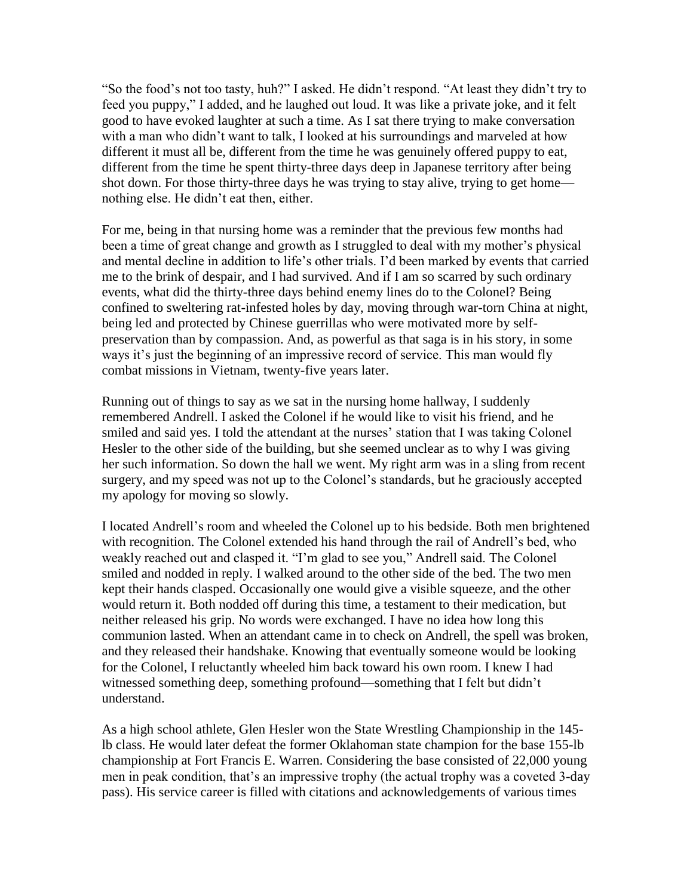"So the food's not too tasty, huh?" I asked. He didn't respond. "At least they didn't try to feed you puppy," I added, and he laughed out loud. It was like a private joke, and it felt good to have evoked laughter at such a time. As I sat there trying to make conversation with a man who didn't want to talk, I looked at his surroundings and marveled at how different it must all be, different from the time he was genuinely offered puppy to eat, different from the time he spent thirty-three days deep in Japanese territory after being shot down. For those thirty-three days he was trying to stay alive, trying to get home—nothing else. He didn't eat then, either.

For me, being in that nursing home was a reminder that the previous few months had been a time of great change and growth as I struggled to deal with my mother's physical and mental decline in addition to life's other trials. I'd been marked by events that carried me to the brink of despair, and I had survived. And if I am so scarred by such ordinary events, what did the thirty-three days behind enemy lines do to the Colonel? Being confined to sweltering rat-infested holes by day, moving through war-torn China at night, being led and protected by Chinese guerrillas who were motivated more by self-preservation than by compassion. And, as powerful as that saga is in his story, in some ways it's just the beginning of an impressive record of service. This man would fly combat missions in Vietnam, twenty-five years later.

Running out of things to say as we sat in the nursing home hallway, I suddenly remembered Andrell. I asked the Colonel if he would like to visit his friend, and he smiled and said yes. I told the attendant at the nurses' station that I was taking Colonel Hesler to the other side of the building, but she seemed unclear as to why I was giving her such information. So down the hall we went. My right arm was in a sling from recent surgery, and my speed was not up to the Colonel's standards, but he graciously accepted my apology for moving so slowly.

I located Andrell's room and wheeled the Colonel up to his bedside. Both men brightened with recognition. The Colonel extended his hand through the rail of Andrell's bed, who weakly reached out and clasped it. "I'm glad to see you," Andrell said. The Colonel smiled and nodded in reply. I walked around to the other side of the bed. The two men kept their hands clasped. Occasionally one would give a visible squeeze, and the other would return it. Both nodded off during this time, a testament to their medication, but neither released his grip. No words were exchanged. I have no idea how long this communion lasted. When an attendant came in to check on Andrell, the spell was broken, and they released their handshake. Knowing that eventually someone would be looking for the Colonel, I reluctantly wheeled him back toward his own room. I knew I had witnessed something deep, something profound—something that I felt but didn't understand.

As a high school athlete, Glen Hesler won the State Wrestling Championship in the 145-lb class. He would later defeat the former Oklahoman state champion for the base 155-lb championship at Fort Francis E. Warren. Considering the base consisted of 22,000 young men in peak condition, that's an impressive trophy (the actual trophy was a coveted 3-day pass). His service career is filled with citations and acknowledgements of various times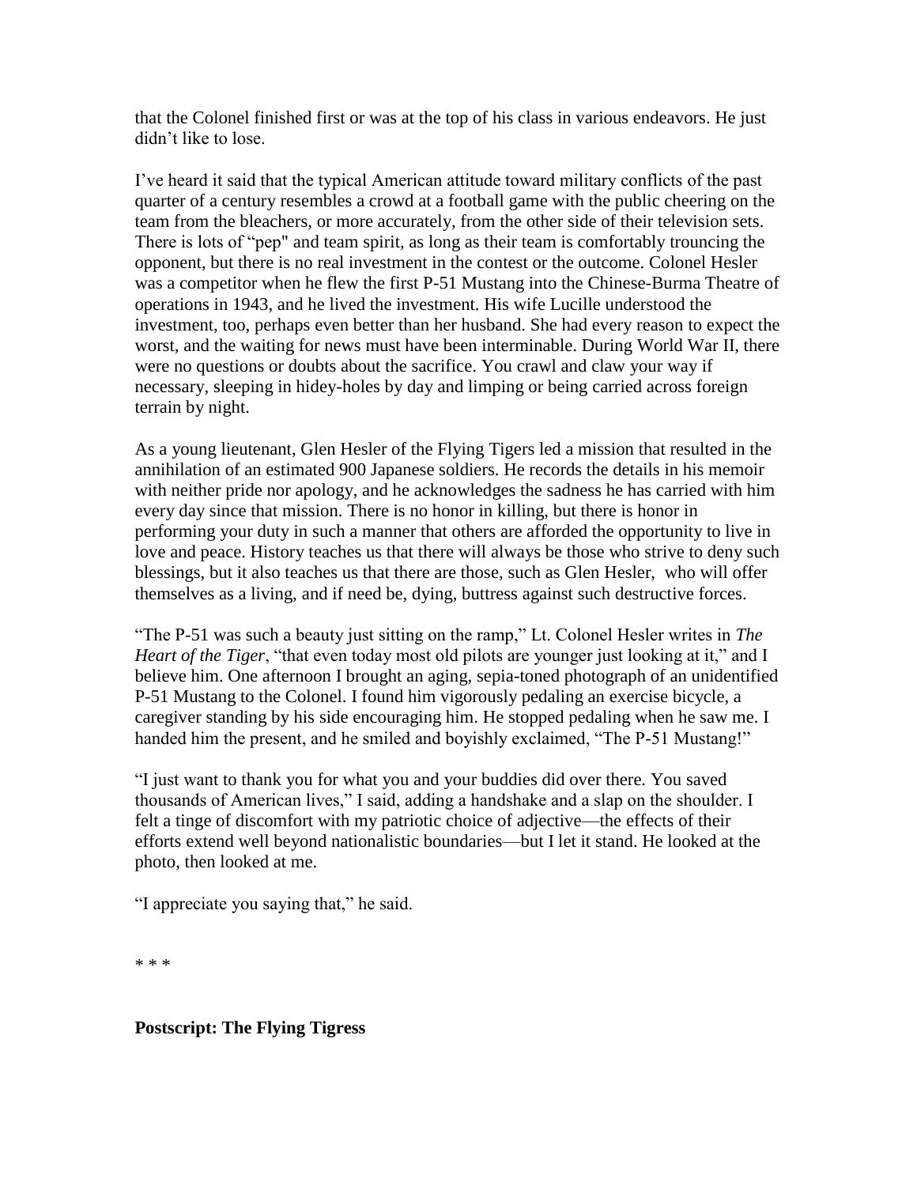that the Colonel finished first or was at the top of his class in various endeavors. He just didn't like to lose.

I've heard it said that the typical American attitude toward military conflicts of the past quarter of a century resembles a crowd at a football game with the public cheering on the team from the bleachers, or more accurately, from the other side of their television sets. There is lots of "pep" and team spirit, as long as their team is comfortably trouncing the opponent, but there is no real investment in the contest or the outcome. Colonel Hesler was a competitor when he flew the first P-51 Mustang into the Chinese-Burma Theatre of operations in 1943, and he lived the investment. His wife Lucille understood the investment, too, perhaps even better than her husband. She had every reason to expect the worst, and the waiting for news must have been interminable. During World War II, there were no questions or doubts about the sacrifice. You crawl and claw your way if necessary, sleeping in hidey-holes by day and limping or being carried across foreign terrain by night.

As a young lieutenant, Glen Hesler of the Flying Tigers led a mission that resulted in the annihilation of an estimated 900 Japanese soldiers. He records the details in his memoir with neither pride nor apology, and he acknowledges the sadness he has carried with him every day since that mission. There is no honor in killing, but there is honor in performing your duty in such a manner that others are afforded the opportunity to live in love and peace. History teaches us that there will always be those who strive to deny such blessings, but it also teaches us that there are those, such as Glen Hesler, who will offer themselves as a living, and if need be, dying, buttress against such destructive forces.

"The P-51 was such a beauty just sitting on the ramp," Lt. Colonel Hesler writes in *The Heart of the Tiger*, "that even today most old pilots are younger just looking at it," and I believe him. One afternoon I brought an aging, sepia-toned photograph of an unidentified P-51 Mustang to the Colonel. I found him vigorously pedaling an exercise bicycle, a caregiver standing by his side encouraging him. He stopped pedaling when he saw me. I handed him the present, and he smiled and boyishly exclaimed, "The P-51 Mustang!"

"I just want to thank you for what you and your buddies did over there. You saved thousands of American lives," I said, adding a handshake and a slap on the shoulder. I felt a tinge of discomfort with my patriotic choice of adjective—the effects of their efforts extend well beyond nationalistic boundaries—but I let it stand. He looked at the photo, then looked at me.

"I appreciate you saying that," he said.

* * *

**Postscript: The Flying Tigress**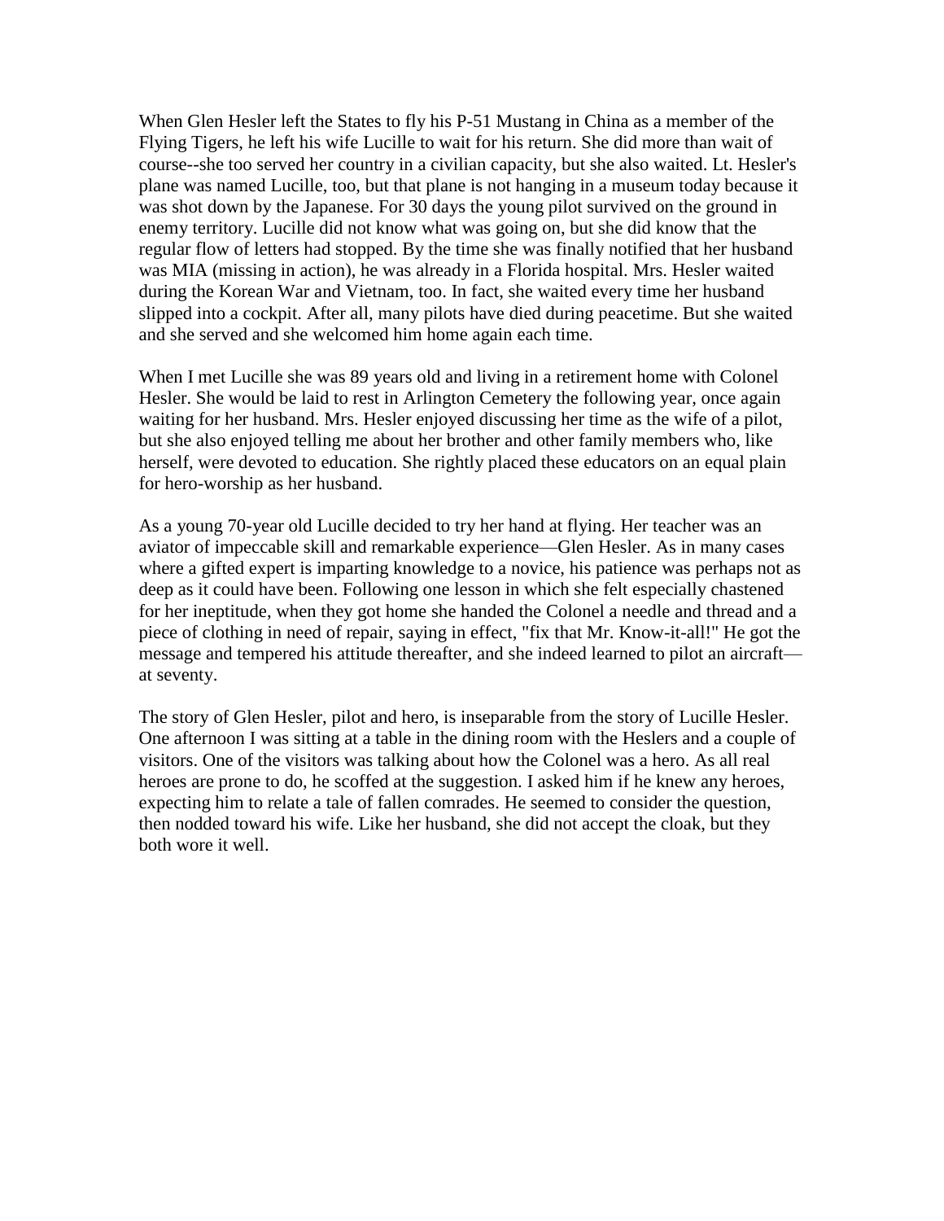When Glen Hesler left the States to fly his P-51 Mustang in China as a member of the Flying Tigers, he left his wife Lucille to wait for his return. She did more than wait of course--she too served her country in a civilian capacity, but she also waited. Lt. Hesler's plane was named Lucille, too, but that plane is not hanging in a museum today because it was shot down by the Japanese. For 30 days the young pilot survived on the ground in enemy territory. Lucille did not know what was going on, but she did know that the regular flow of letters had stopped. By the time she was finally notified that her husband was MIA (missing in action), he was already in a Florida hospital. Mrs. Hesler waited during the Korean War and Vietnam, too. In fact, she waited every time her husband slipped into a cockpit. After all, many pilots have died during peacetime. But she waited and she served and she welcomed him home again each time.

When I met Lucille she was 89 years old and living in a retirement home with Colonel Hesler. She would be laid to rest in Arlington Cemetery the following year, once again waiting for her husband. Mrs. Hesler enjoyed discussing her time as the wife of a pilot, but she also enjoyed telling me about her brother and other family members who, like herself, were devoted to education. She rightly placed these educators on an equal plain for hero-worship as her husband.

As a young 70-year old Lucille decided to try her hand at flying. Her teacher was an aviator of impeccable skill and remarkable experience—Glen Hesler. As in many cases where a gifted expert is imparting knowledge to a novice, his patience was perhaps not as deep as it could have been. Following one lesson in which she felt especially chastened for her ineptitude, when they got home she handed the Colonel a needle and thread and a piece of clothing in need of repair, saying in effect, "fix that Mr. Know-it-all!" He got the message and tempered his attitude thereafter, and she indeed learned to pilot an aircraft—at seventy.

The story of Glen Hesler, pilot and hero, is inseparable from the story of Lucille Hesler. One afternoon I was sitting at a table in the dining room with the Heslers and a couple of visitors. One of the visitors was talking about how the Colonel was a hero. As all real heroes are prone to do, he scoffed at the suggestion. I asked him if he knew any heroes, expecting him to relate a tale of fallen comrades. He seemed to consider the question, then nodded toward his wife. Like her husband, she did not accept the cloak, but they both wore it well.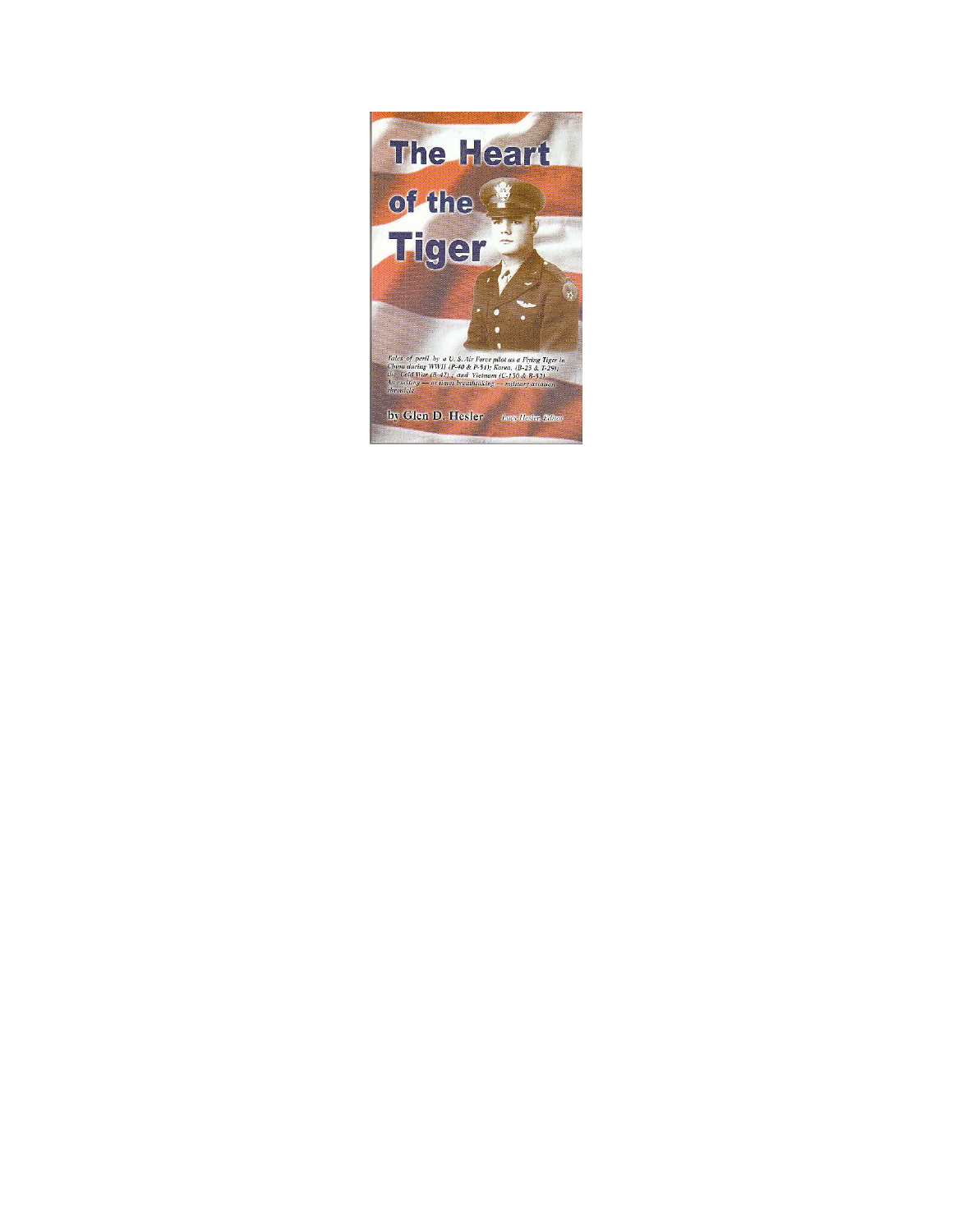# The Heart of the Tiger

*Tales of peril by a U. S. Air Force pilot as a Flying Tiger in China during WWII (P-40 & P-51); Korea, (B-25 & T-29); the Cold War (B-47) ; and Vietnam (C-130 & B-52). An exciting — at times breathtaking — military aviation chronicle*

by Glen D. Hesler

*Lucy Hesler, Editor*